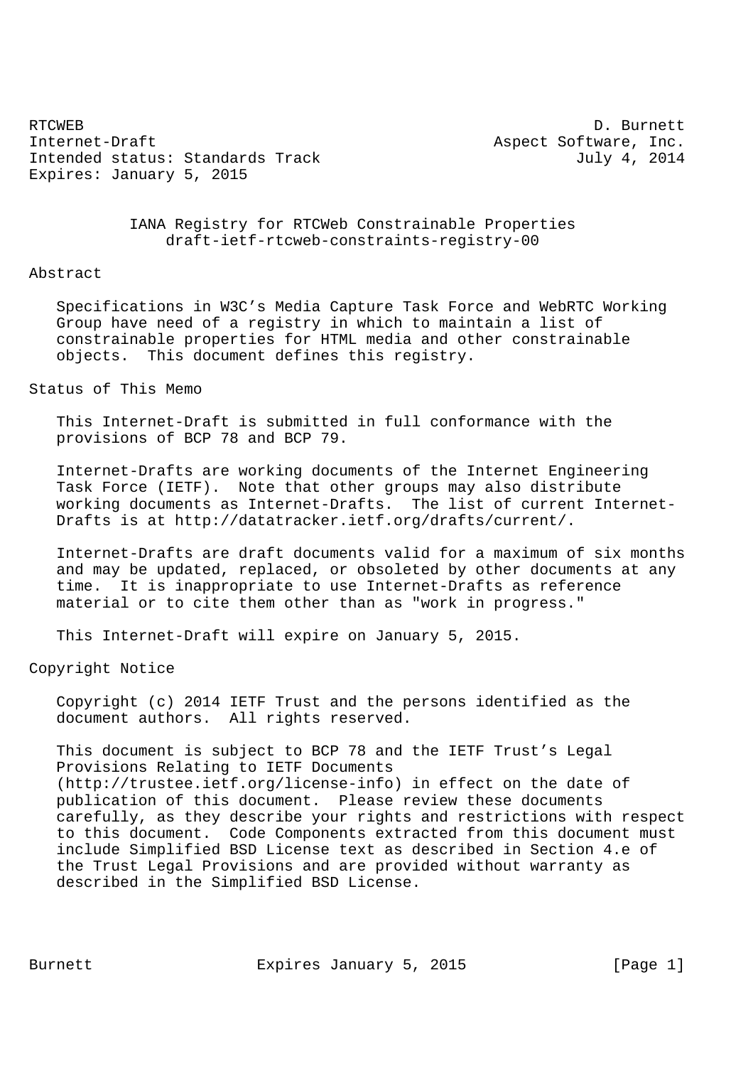RTCWEB D. Burnett
Internet-Draft Aspect Software, Inc.
Intended status: Standards Track July 4, 2014
Expires: January 5, 2015

# IANA Registry for RTCWeb Constrainable Properties
draft-ietf-rtcweb-constraints-registry-00

## Abstract

Specifications in W3C's Media Capture Task Force and WebRTC Working Group have need of a registry in which to maintain a list of constrainable properties for HTML media and other constrainable objects. This document defines this registry.

## Status of This Memo

This Internet-Draft is submitted in full conformance with the provisions of BCP 78 and BCP 79.

Internet-Drafts are working documents of the Internet Engineering Task Force (IETF). Note that other groups may also distribute working documents as Internet-Drafts. The list of current Internet-Drafts is at http://datatracker.ietf.org/drafts/current/.

Internet-Drafts are draft documents valid for a maximum of six months and may be updated, replaced, or obsoleted by other documents at any time. It is inappropriate to use Internet-Drafts as reference material or to cite them other than as "work in progress."

This Internet-Draft will expire on January 5, 2015.

## Copyright Notice

Copyright (c) 2014 IETF Trust and the persons identified as the document authors. All rights reserved.

This document is subject to BCP 78 and the IETF Trust's Legal Provisions Relating to IETF Documents (http://trustee.ietf.org/license-info) in effect on the date of publication of this document. Please review these documents carefully, as they describe your rights and restrictions with respect to this document. Code Components extracted from this document must include Simplified BSD License text as described in Section 4.e of the Trust Legal Provisions and are provided without warranty as described in the Simplified BSD License.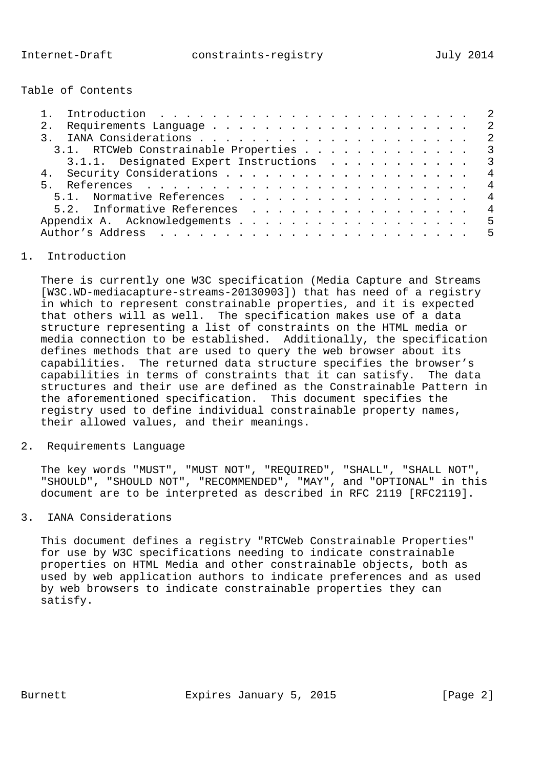Table of Contents

1. Introduction . . . . . . . . . . . . . . . . . . . . . . . . 2
2. Requirements Language . . . . . . . . . . . . . . . . . . . . 2
3. IANA Considerations . . . . . . . . . . . . . . . . . . . . . 2
   3.1. RTCWeb Constrainable Properties . . . . . . . . . . . . . 3
      3.1.1. Designated Expert Instructions . . . . . . . . . . . 3
4. Security Considerations . . . . . . . . . . . . . . . . . . . 4
5. References . . . . . . . . . . . . . . . . . . . . . . . . . 4
   5.1. Normative References . . . . . . . . . . . . . . . . . . 4
   5.2. Informative References . . . . . . . . . . . . . . . . . 4
Appendix A. Acknowledgements . . . . . . . . . . . . . . . . . . 5
Author's Address . . . . . . . . . . . . . . . . . . . . . . . . 5

# 1. Introduction

There is currently one W3C specification (Media Capture and Streams [W3C.WD-mediacapture-streams-20130903]) that has need of a registry in which to represent constrainable properties, and it is expected that others will as well. The specification makes use of a data structure representing a list of constraints on the HTML media or media connection to be established. Additionally, the specification defines methods that are used to query the web browser about its capabilities. The returned data structure specifies the browser's capabilities in terms of constraints that it can satisfy. The data structures and their use are defined as the Constrainable Pattern in the aforementioned specification. This document specifies the registry used to define individual constrainable property names, their allowed values, and their meanings.

# 2. Requirements Language

The key words "MUST", "MUST NOT", "REQUIRED", "SHALL", "SHALL NOT", "SHOULD", "SHOULD NOT", "RECOMMENDED", "MAY", and "OPTIONAL" in this document are to be interpreted as described in RFC 2119 [RFC2119].

# 3. IANA Considerations

This document defines a registry "RTCWeb Constrainable Properties" for use by W3C specifications needing to indicate constrainable properties on HTML Media and other constrainable objects, both as used by web application authors to indicate preferences and as used by web browsers to indicate constrainable properties they can satisfy.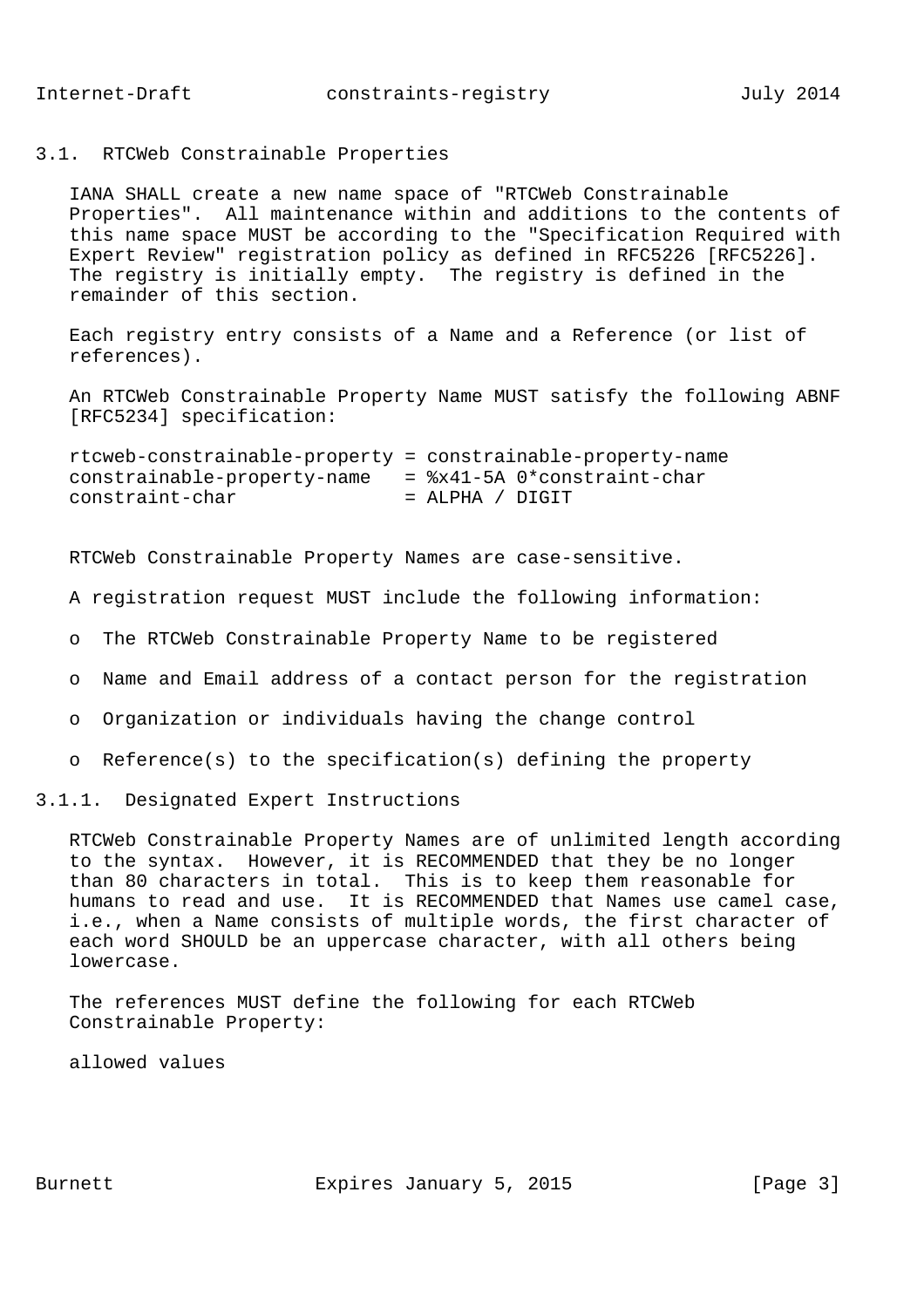### 3.1. RTCWeb Constrainable Properties

IANA SHALL create a new name space of "RTCWeb Constrainable Properties". All maintenance within and additions to the contents of this name space MUST be according to the "Specification Required with Expert Review" registration policy as defined in RFC5226 [RFC5226]. The registry is initially empty. The registry is defined in the remainder of this section.

Each registry entry consists of a Name and a Reference (or list of references).

An RTCWeb Constrainable Property Name MUST satisfy the following ABNF [RFC5234] specification:

```
rtcweb-constrainable-property = constrainable-property-name
constrainable-property-name   = %x41-5A 0*constraint-char
constraint-char               = ALPHA / DIGIT
```

RTCWeb Constrainable Property Names are case-sensitive.

A registration request MUST include the following information:

- The RTCWeb Constrainable Property Name to be registered
- Name and Email address of a contact person for the registration
- Organization or individuals having the change control
- Reference(s) to the specification(s) defining the property

#### 3.1.1. Designated Expert Instructions

RTCWeb Constrainable Property Names are of unlimited length according to the syntax. However, it is RECOMMENDED that they be no longer than 80 characters in total. This is to keep them reasonable for humans to read and use. It is RECOMMENDED that Names use camel case, i.e., when a Name consists of multiple words, the first character of each word SHOULD be an uppercase character, with all others being lowercase.

The references MUST define the following for each RTCWeb Constrainable Property:

allowed values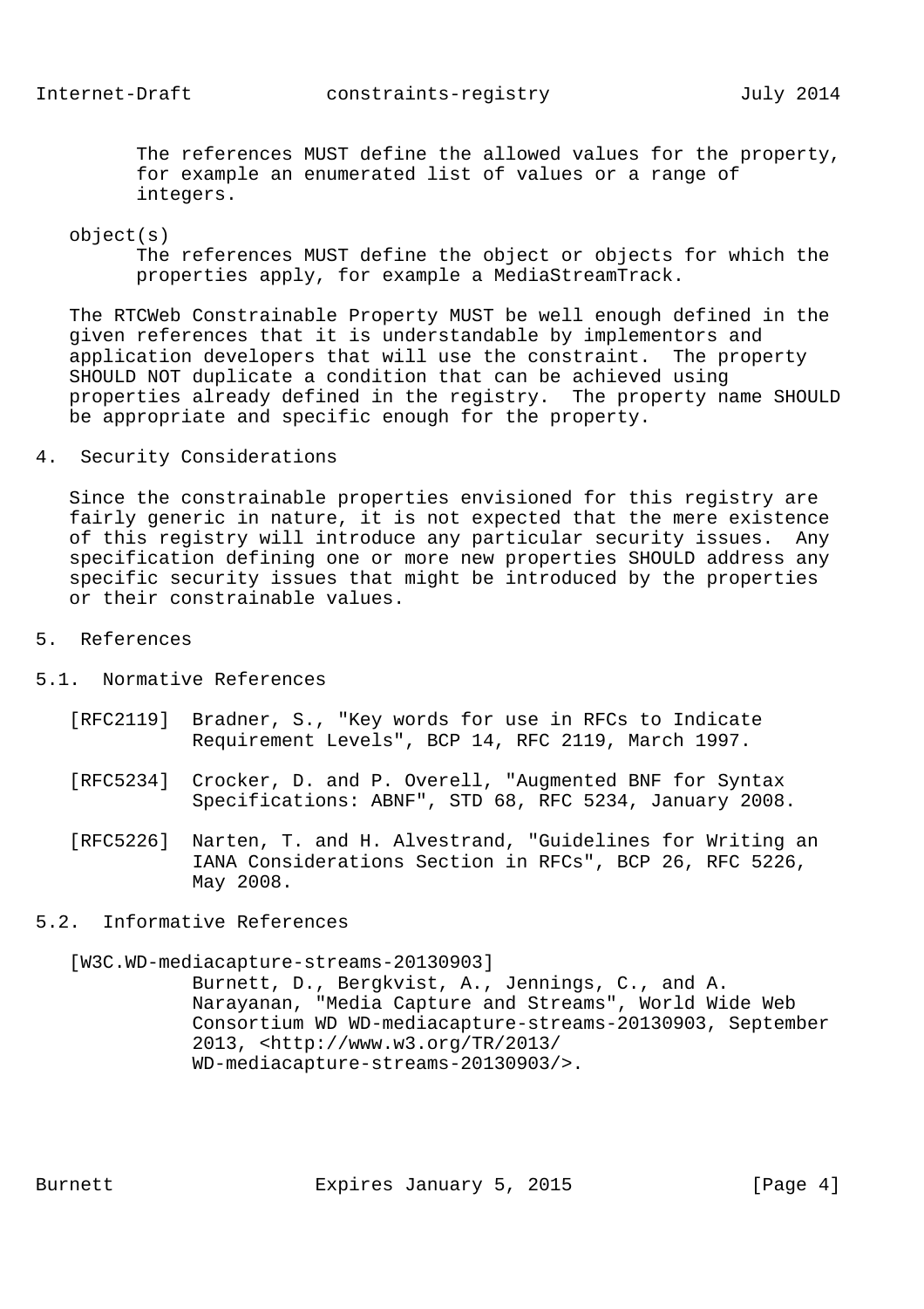The references MUST define the allowed values for the property, for example an enumerated list of values or a range of integers.

object(s)
: The references MUST define the object or objects for which the properties apply, for example a MediaStreamTrack.

The RTCWeb Constrainable Property MUST be well enough defined in the given references that it is understandable by implementors and application developers that will use the constraint. The property SHOULD NOT duplicate a condition that can be achieved using properties already defined in the registry. The property name SHOULD be appropriate and specific enough for the property.

## 4. Security Considerations

Since the constrainable properties envisioned for this registry are fairly generic in nature, it is not expected that the mere existence of this registry will introduce any particular security issues. Any specification defining one or more new properties SHOULD address any specific security issues that might be introduced by the properties or their constrainable values.

## 5. References

### 5.1. Normative References

[RFC2119] Bradner, S., "Key words for use in RFCs to Indicate Requirement Levels", BCP 14, RFC 2119, March 1997.

[RFC5234] Crocker, D. and P. Overell, "Augmented BNF for Syntax Specifications: ABNF", STD 68, RFC 5234, January 2008.

[RFC5226] Narten, T. and H. Alvestrand, "Guidelines for Writing an IANA Considerations Section in RFCs", BCP 26, RFC 5226, May 2008.

### 5.2. Informative References

[W3C.WD-mediacapture-streams-20130903] Burnett, D., Bergkvist, A., Jennings, C., and A. Narayanan, "Media Capture and Streams", World Wide Web Consortium WD WD-mediacapture-streams-20130903, September 2013, <http://www.w3.org/TR/2013/WD-mediacapture-streams-20130903/>.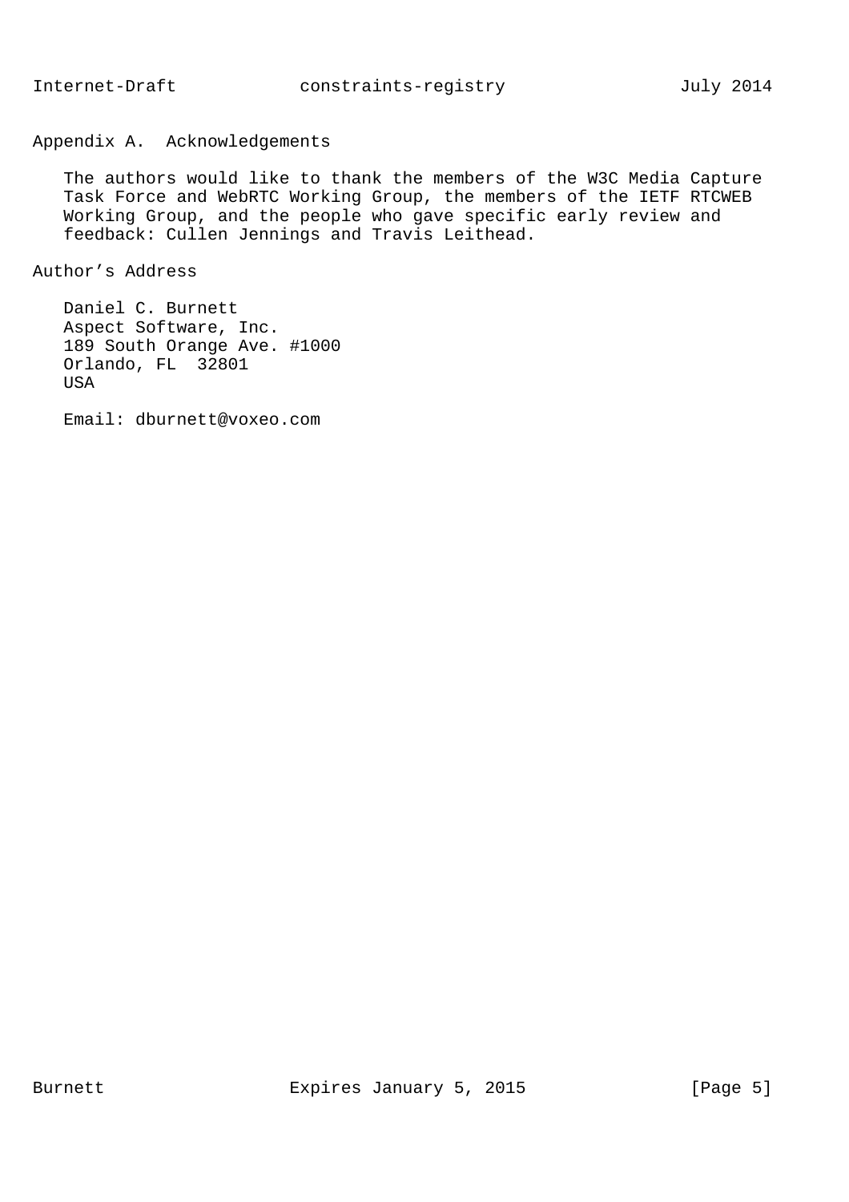## Appendix A. Acknowledgements

The authors would like to thank the members of the W3C Media Capture Task Force and WebRTC Working Group, the members of the IETF RTCWEB Working Group, and the people who gave specific early review and feedback: Cullen Jennings and Travis Leithead.

## Author's Address

Daniel C. Burnett
Aspect Software, Inc.
189 South Orange Ave. #1000
Orlando, FL  32801
USA

Email: dburnett@voxeo.com